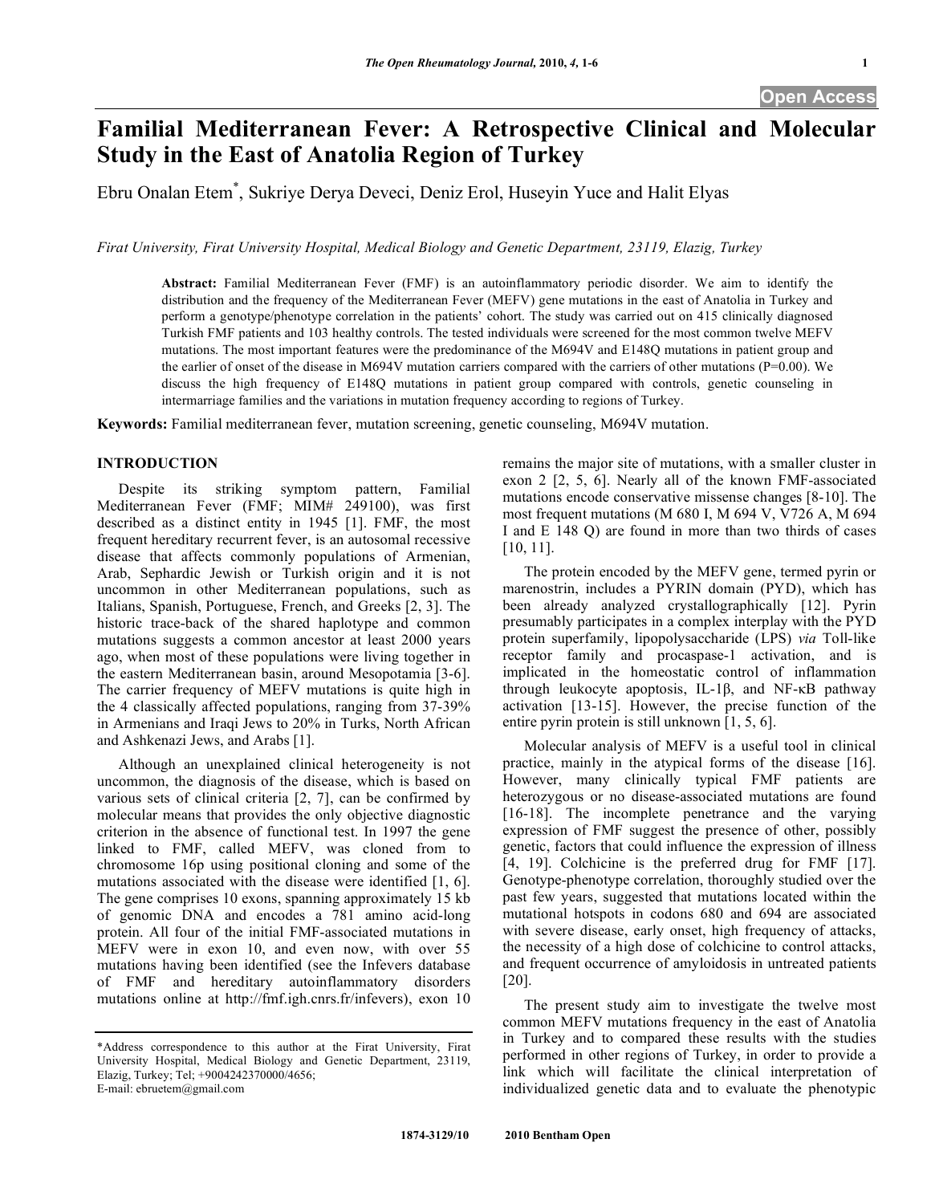# Familial Mediterranean Fever: A Retrospective Clinical and Molecular Study in the East of Anatolia Region of Turkey

Ebru Onalan Etem*, Sukriye Derya Deveci, Deniz Erol, Huseyin Yuce and Halit Elyas

*Firat University, Firat University Hospital, Medical Biology and Genetic Department, 23119, Elazig, Turkey*

**Abstract:** Familial Mediterranean Fever (FMF) is an autoinflammatory periodic disorder. We aim to identify the distribution and the frequency of the Mediterranean Fever (MEFV) gene mutations in the east of Anatolia in Turkey and perform a genotype/phenotype correlation in the patients' cohort. The study was carried out on 415 clinically diagnosed Turkish FMF patients and 103 healthy controls. The tested individuals were screened for the most common twelve MEFV mutations. The most important features were the predominance of the M694V and E148Q mutations in patient group and the earlier of onset of the disease in M694V mutation carriers compared with the carriers of other mutations (P=0.00). We discuss the high frequency of E148Q mutations in patient group compared with controls, genetic counseling in intermarriage families and the variations in mutation frequency according to regions of Turkey.

**Keywords:** Familial mediterranean fever, mutation screening, genetic counseling, M694V mutation.

## INTRODUCTION

Despite its striking symptom pattern, Familial Mediterranean Fever (FMF; MIM# 249100), was first described as a distinct entity in 1945 [1]. FMF, the most frequent hereditary recurrent fever, is an autosomal recessive disease that affects commonly populations of Armenian, Arab, Sephardic Jewish or Turkish origin and it is not uncommon in other Mediterranean populations, such as Italians, Spanish, Portuguese, French, and Greeks [2, 3]. The historic trace-back of the shared haplotype and common mutations suggests a common ancestor at least 2000 years ago, when most of these populations were living together in the eastern Mediterranean basin, around Mesopotamia [3-6]. The carrier frequency of MEFV mutations is quite high in the 4 classically affected populations, ranging from 37-39% in Armenians and Iraqi Jews to 20% in Turks, North African and Ashkenazi Jews, and Arabs [1].

Although an unexplained clinical heterogeneity is not uncommon, the diagnosis of the disease, which is based on various sets of clinical criteria [2, 7], can be confirmed by molecular means that provides the only objective diagnostic criterion in the absence of functional test. In 1997 the gene linked to FMF, called MEFV, was cloned from to chromosome 16p using positional cloning and some of the mutations associated with the disease were identified [1, 6]. The gene comprises 10 exons, spanning approximately 15 kb of genomic DNA and encodes a 781 amino acid-long protein. All four of the initial FMF-associated mutations in MEFV were in exon 10, and even now, with over 55 mutations having been identified (see the Infevers database of FMF and hereditary autoinflammatory disorders mutations online at http://fmf.igh.cnrs.fr/infevers), exon 10 remains the major site of mutations, with a smaller cluster in exon 2 [2, 5, 6]. Nearly all of the known FMF-associated mutations encode conservative missense changes [8-10]. The most frequent mutations (M 680 I, M 694 V, V726 A, M 694 I and E 148 Q) are found in more than two thirds of cases [10, 11].

The protein encoded by the MEFV gene, termed pyrin or marenostrin, includes a PYRIN domain (PYD), which has been already analyzed crystallographically [12]. Pyrin presumably participates in a complex interplay with the PYD protein superfamily, lipopolysaccharide (LPS) *via* Toll-like receptor family and procaspase-1 activation, and is implicated in the homeostatic control of inflammation through leukocyte apoptosis, IL-1β, and NF-κB pathway activation [13-15]. However, the precise function of the entire pyrin protein is still unknown [1, 5, 6].

Molecular analysis of MEFV is a useful tool in clinical practice, mainly in the atypical forms of the disease [16]. However, many clinically typical FMF patients are heterozygous or no disease-associated mutations are found [16-18]. The incomplete penetrance and the varying expression of FMF suggest the presence of other, possibly genetic, factors that could influence the expression of illness [4, 19]. Colchicine is the preferred drug for FMF [17]. Genotype-phenotype correlation, thoroughly studied over the past few years, suggested that mutations located within the mutational hotspots in codons 680 and 694 are associated with severe disease, early onset, high frequency of attacks, the necessity of a high dose of colchicine to control attacks, and frequent occurrence of amyloidosis in untreated patients [20].

The present study aim to investigate the twelve most common MEFV mutations frequency in the east of Anatolia in Turkey and to compared these results with the studies performed in other regions of Turkey, in order to provide a link which will facilitate the clinical interpretation of individualized genetic data and to evaluate the phenotypic

*Address correspondence to this author at the Firat University, Firat University Hospital, Medical Biology and Genetic Department, 23119, Elazig, Turkey; Tel; +9004242370000/4656; E-mail: ebruetem@gmail.com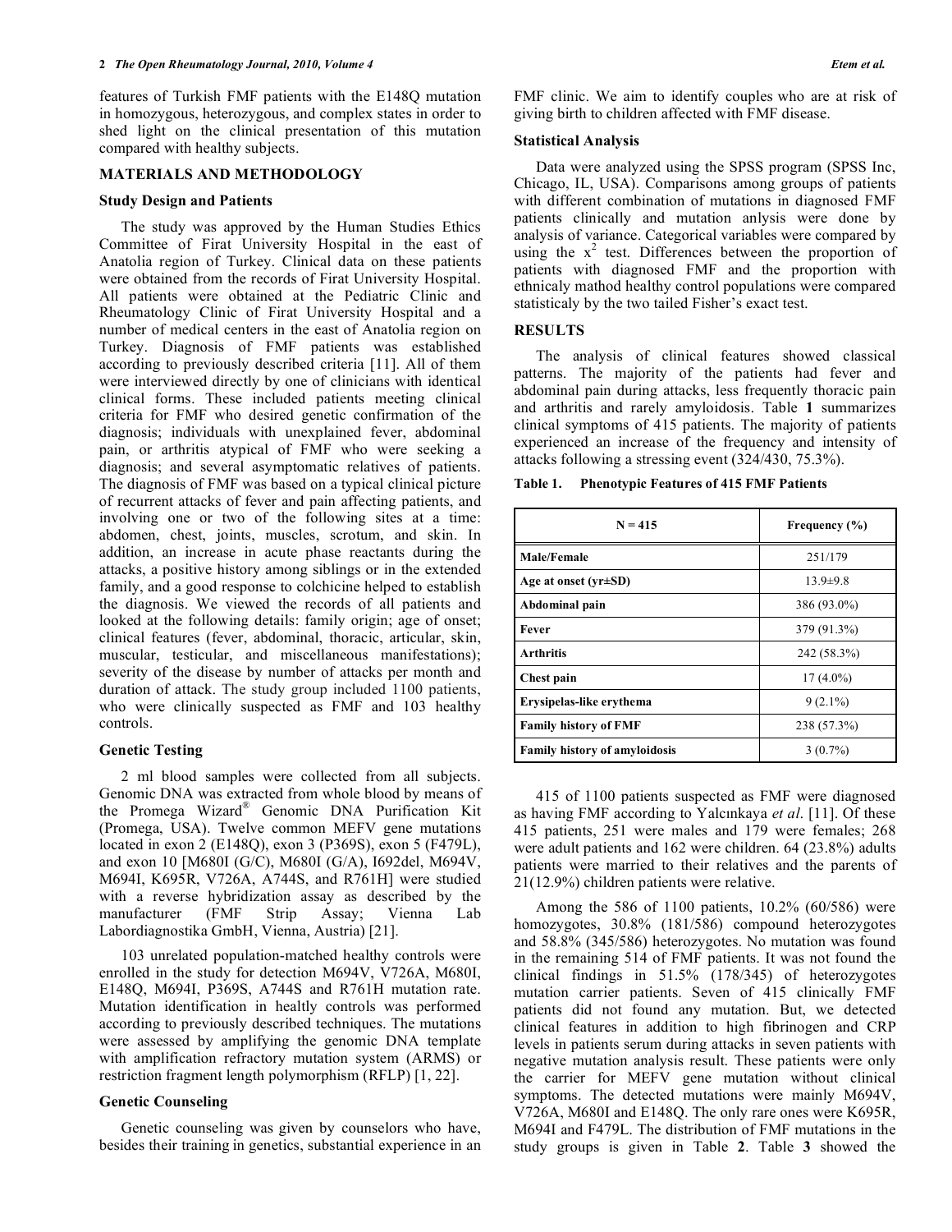features of Turkish FMF patients with the E148Q mutation in homozygous, heterozygous, and complex states in order to shed light on the clinical presentation of this mutation compared with healthy subjects.

## MATERIALS AND METHODOLOGY

### Study Design and Patients

The study was approved by the Human Studies Ethics Committee of Firat University Hospital in the east of Anatolia region of Turkey. Clinical data on these patients were obtained from the records of Firat University Hospital. All patients were obtained at the Pediatric Clinic and Rheumatology Clinic of Firat University Hospital and a number of medical centers in the east of Anatolia region on Turkey. Diagnosis of FMF patients was established according to previously described criteria [11]. All of them were interviewed directly by one of clinicians with identical clinical forms. These included patients meeting clinical criteria for FMF who desired genetic confirmation of the diagnosis; individuals with unexplained fever, abdominal pain, or arthritis atypical of FMF who were seeking a diagnosis; and several asymptomatic relatives of patients. The diagnosis of FMF was based on a typical clinical picture of recurrent attacks of fever and pain affecting patients, and involving one or two of the following sites at a time: abdomen, chest, joints, muscles, scrotum, and skin. In addition, an increase in acute phase reactants during the attacks, a positive history among siblings or in the extended family, and a good response to colchicine helped to establish the diagnosis. We viewed the records of all patients and looked at the following details: family origin; age of onset; clinical features (fever, abdominal, thoracic, articular, skin, muscular, testicular, and miscellaneous manifestations); severity of the disease by number of attacks per month and duration of attack. The study group included 1100 patients, who were clinically suspected as FMF and 103 healthy controls.

### Genetic Testing

2 ml blood samples were collected from all subjects. Genomic DNA was extracted from whole blood by means of the Promega Wizard® Genomic DNA Purification Kit (Promega, USA). Twelve common MEFV gene mutations located in exon 2 (E148Q), exon 3 (P369S), exon 5 (F479L), and exon 10 [M680I (G/C), M680I (G/A), I692del, M694V, M694I, K695R, V726A, A744S, and R761H] were studied with a reverse hybridization assay as described by the manufacturer (FMF Strip Assay; Vienna Lab Labordiagnostika GmbH, Vienna, Austria) [21].

103 unrelated population-matched healthy controls were enrolled in the study for detection M694V, V726A, M680I, E148Q, M694I, P369S, A744S and R761H mutation rate. Mutation identification in healtly controls was performed according to previously described techniques. The mutations were assessed by amplifying the genomic DNA template with amplification refractory mutation system (ARMS) or restriction fragment length polymorphism (RFLP) [1, 22].

### Genetic Counseling

Genetic counseling was given by counselors who have, besides their training in genetics, substantial experience in an FMF clinic. We aim to identify couples who are at risk of giving birth to children affected with FMF disease.

### Statistical Analysis

Data were analyzed using the SPSS program (SPSS Inc, Chicago, IL, USA). Comparisons among groups of patients with different combination of mutations in diagnosed FMF patients clinically and mutation anlysis were done by analysis of variance. Categorical variables were compared by using the $x^2$ test. Differences between the proportion of patients with diagnosed FMF and the proportion with ethnicaly mathod healthy control populations were compared statisticaly by the two tailed Fisher's exact test.

## RESULTS

The analysis of clinical features showed classical patterns. The majority of the patients had fever and abdominal pain during attacks, less frequently thoracic pain and arthritis and rarely amyloidosis. Table **1** summarizes clinical symptoms of 415 patients. The majority of patients experienced an increase of the frequency and intensity of attacks following a stressing event (324/430, 75.3%).

**Table 1. Phenotypic Features of 415 FMF Patients**

| N = 415 | Frequency (%) |
|---|---|
| **Male/Female** | 251/179 |
| **Age at onset (yr±SD)** | 13.9±9.8 |
| **Abdominal pain** | 386 (93.0%) |
| **Fever** | 379 (91.3%) |
| **Arthritis** | 242 (58.3%) |
| **Chest pain** | 17 (4.0%) |
| **Erysipelas-like erythema** | 9 (2.1%) |
| **Family history of FMF** | 238 (57.3%) |
| **Family history of amyloidosis** | 3 (0.7%) |

415 of 1100 patients suspected as FMF were diagnosed as having FMF according to Yalcınkaya *et al*. [11]. Of these 415 patients, 251 were males and 179 were females; 268 were adult patients and 162 were children. 64 (23.8%) adults patients were married to their relatives and the parents of 21(12.9%) children patients were relative.

Among the 586 of 1100 patients, 10.2% (60/586) were homozygotes, 30.8% (181/586) compound heterozygotes and 58.8% (345/586) heterozygotes. No mutation was found in the remaining 514 of FMF patients. It was not found the clinical findings in 51.5% (178/345) of heterozygotes mutation carrier patients. Seven of 415 clinically FMF patients did not found any mutation. But, we detected clinical features in addition to high fibrinogen and CRP levels in patients serum during attacks in seven patients with negative mutation analysis result. These patients were only the carrier for MEFV gene mutation without clinical symptoms. The detected mutations were mainly M694V, V726A, M680I and E148Q. The only rare ones were K695R, M694I and F479L. The distribution of FMF mutations in the study groups is given in Table **2**. Table **3** showed the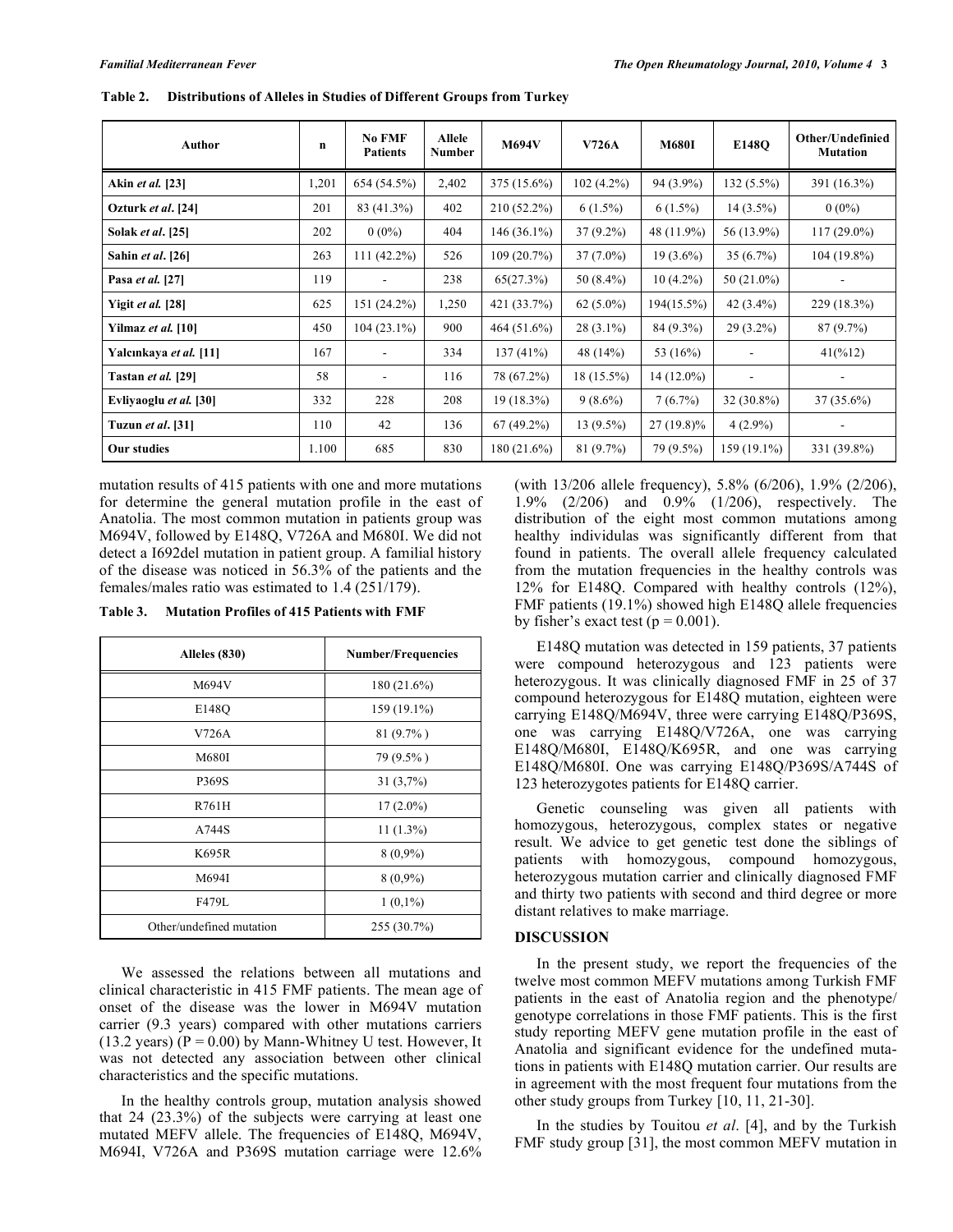**Table 2. Distributions of Alleles in Studies of Different Groups from Turkey**

| Author | n | No FMF Patients | Allele Number | M694V | V726A | M680I | E148Q | Other/Undefinied Mutation |
|---|---|---|---|---|---|---|---|---|
| **Akin *et al.* [23]** | 1,201 | 654 (54.5%) | 2,402 | 375 (15.6%) | 102 (4.2%) | 94 (3.9%) | 132 (5.5%) | 391 (16.3%) |
| **Ozturk *et al*. [24]** | 201 | 83 (41.3%) | 402 | 210 (52.2%) | 6 (1.5%) | 6 (1.5%) | 14 (3.5%) | 0 (0%) |
| **Solak *et al*. [25]** | 202 | 0 (0%) | 404 | 146 (36.1%) | 37 (9.2%) | 48 (11.9%) | 56 (13.9%) | 117 (29.0%) |
| **Sahin *et al*. [26]** | 263 | 111 (42.2%) | 526 | 109 (20.7%) | 37 (7.0%) | 19 (3.6%) | 35 (6.7%) | 104 (19.8%) |
| **Pasa *et al.* [27]** | 119 | - | 238 | 65(27.3%) | 50 (8.4%) | 10 (4.2%) | 50 (21.0%) | - |
| **Yigit *et al.* [28]** | 625 | 151 (24.2%) | 1,250 | 421 (33.7%) | 62 (5.0%) | 194(15.5%) | 42 (3.4%) | 229 (18.3%) |
| **Yilmaz *et al.* [10]** | 450 | 104 (23.1%) | 900 | 464 (51.6%) | 28 (3.1%) | 84 (9.3%) | 29 (3.2%) | 87 (9.7%) |
| **Yalcınkaya *et al.* [11]** | 167 | - | 334 | 137 (41%) | 48 (14%) | 53 (16%) | - | 41(%12) |
| **Tastan *et al.* [29]** | 58 | - | 116 | 78 (67.2%) | 18 (15.5%) | 14 (12.0%) | - | - |
| **Evliyaoglu *et al.* [30]** | 332 | 228 | 208 | 19 (18.3%) | 9 (8.6%) | 7 (6.7%) | 32 (30.8%) | 37 (35.6%) |
| **Tuzun *et al*. [31]** | 110 | 42 | 136 | 67 (49.2%) | 13 (9.5%) | 27 (19.8)% | 4 (2.9%) | - |
| **Our studies** | 1.100 | 685 | 830 | 180 (21.6%) | 81 (9.7%) | 79 (9.5%) | 159 (19.1%) | 331 (39.8%) |

mutation results of 415 patients with one and more mutations for determine the general mutation profile in the east of Anatolia. The most common mutation in patients group was M694V, followed by E148Q, V726A and M680I. We did not detect a I692del mutation in patient group. A familial history of the disease was noticed in 56.3% of the patients and the females/males ratio was estimated to 1.4 (251/179).

**Table 3. Mutation Profiles of 415 Patients with FMF**

| Alleles (830) | Number/Frequencies |
|---|---|
| M694V | 180 (21.6%) |
| E148Q | 159 (19.1%) |
| V726A | 81 (9.7% ) |
| M680I | 79 (9.5% ) |
| P369S | 31 (3,7%) |
| R761H | 17 (2.0%) |
| A744S | 11 (1.3%) |
| K695R | 8 (0,9%) |
| M694I | 8 (0,9%) |
| F479L | 1 (0,1%) |
| Other/undefined mutation | 255 (30.7%) |

We assessed the relations between all mutations and clinical characteristic in 415 FMF patients. The mean age of onset of the disease was the lower in M694V mutation carrier (9.3 years) compared with other mutations carriers (13.2 years) ($P = 0.00$) by Mann-Whitney U test. However, It was not detected any association between other clinical characteristics and the specific mutations.

In the healthy controls group, mutation analysis showed that 24 (23.3%) of the subjects were carrying at least one mutated MEFV allele. The frequencies of E148Q, M694V, M694I, V726A and P369S mutation carriage were 12.6% (with 13/206 allele frequency), 5.8% (6/206), 1.9% (2/206), 1.9% (2/206) and 0.9% (1/206), respectively. The distribution of the eight most common mutations among healthy individulas was significantly different from that found in patients. The overall allele frequency calculated from the mutation frequencies in the healthy controls was 12% for E148Q. Compared with healthy controls (12%), FMF patients (19.1%) showed high E148Q allele frequencies by fisher's exact test ($p = 0.001$).

E148Q mutation was detected in 159 patients, 37 patients were compound heterozygous and 123 patients were heterozygous. It was clinically diagnosed FMF in 25 of 37 compound heterozygous for E148Q mutation, eighteen were carrying E148Q/M694V, three were carrying E148Q/P369S, one was carrying E148Q/V726A, one was carrying E148Q/M680I, E148Q/K695R, and one was carrying E148Q/M680I. One was carrying E148Q/P369S/A744S of 123 heterozygotes patients for E148Q carrier.

Genetic counseling was given all patients with homozygous, heterozygous, complex states or negative result. We advice to get genetic test done the siblings of patients with homozygous, compound homozygous, heterozygous mutation carrier and clinically diagnosed FMF and thirty two patients with second and third degree or more distant relatives to make marriage.

## DISCUSSION

In the present study, we report the frequencies of the twelve most common MEFV mutations among Turkish FMF patients in the east of Anatolia region and the phenotype/genotype correlations in those FMF patients. This is the first study reporting MEFV gene mutation profile in the east of Anatolia and significant evidence for the undefined mutations in patients with E148Q mutation carrier. Our results are in agreement with the most frequent four mutations from the other study groups from Turkey [10, 11, 21-30].

In the studies by Touitou *et al*. [4], and by the Turkish FMF study group [31], the most common MEFV mutation in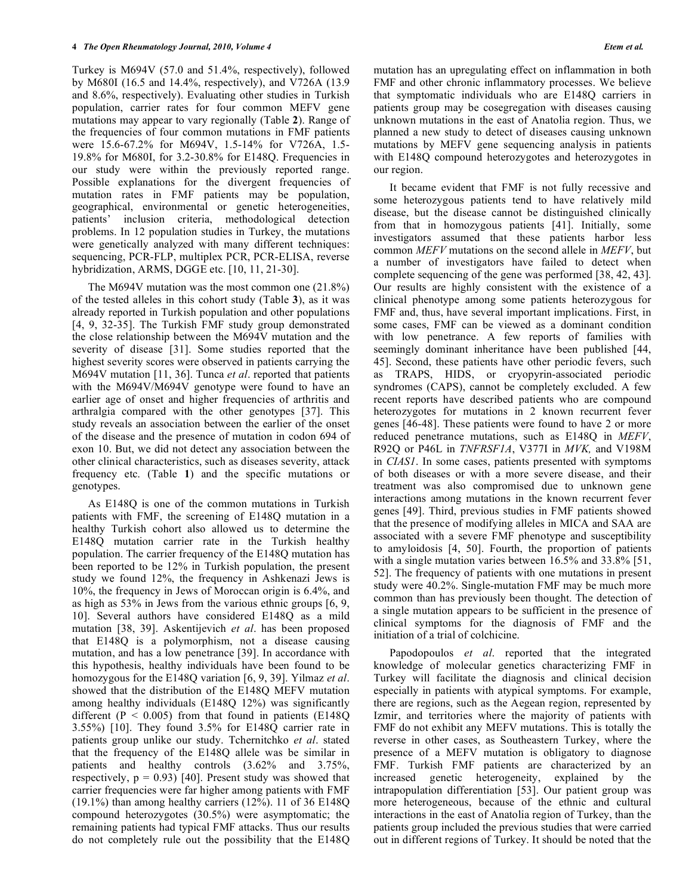Turkey is M694V (57.0 and 51.4%, respectively), followed by M680I (16.5 and 14.4%, respectively), and V726A (13.9 and 8.6%, respectively). Evaluating other studies in Turkish population, carrier rates for four common MEFV gene mutations may appear to vary regionally (Table **2**). Range of the frequencies of four common mutations in FMF patients were 15.6-67.2% for M694V, 1.5-14% for V726A, 1.5-19.8% for M680I, for 3.2-30.8% for E148Q. Frequencies in our study were within the previously reported range. Possible explanations for the divergent frequencies of mutation rates in FMF patients may be population, geographical, environmental or genetic heterogeneities, patients' inclusion criteria, methodological detection problems. In 12 population studies in Turkey, the mutations were genetically analyzed with many different techniques: sequencing, PCR-FLP, multiplex PCR, PCR-ELISA, reverse hybridization, ARMS, DGGE etc. [10, 11, 21-30].

The M694V mutation was the most common one (21.8%) of the tested alleles in this cohort study (Table **3**), as it was already reported in Turkish population and other populations [4, 9, 32-35]. The Turkish FMF study group demonstrated the close relationship between the M694V mutation and the severity of disease [31]. Some studies reported that the highest severity scores were observed in patients carrying the M694V mutation [11, 36]. Tunca *et al*. reported that patients with the M694V/M694V genotype were found to have an earlier age of onset and higher frequencies of arthritis and arthralgia compared with the other genotypes [37]. This study reveals an association between the earlier of the onset of the disease and the presence of mutation in codon 694 of exon 10. But, we did not detect any association between the other clinical characteristics, such as diseases severity, attack frequency etc. (Table **1**) and the specific mutations or genotypes.

As E148Q is one of the common mutations in Turkish patients with FMF, the screening of E148Q mutation in a healthy Turkish cohort also allowed us to determine the E148Q mutation carrier rate in the Turkish healthy population. The carrier frequency of the E148Q mutation has been reported to be 12% in Turkish population, the present study we found 12%, the frequency in Ashkenazi Jews is 10%, the frequency in Jews of Moroccan origin is 6.4%, and as high as 53% in Jews from the various ethnic groups [6, 9, 10]. Several authors have considered E148Q as a mild mutation [38, 39]. Askentijevich *et al*. has been proposed that E148Q is a polymorphism, not a disease causing mutation, and has a low penetrance [39]. In accordance with this hypothesis, healthy individuals have been found to be homozygous for the E148Q variation [6, 9, 39]. Yilmaz *et al*. showed that the distribution of the E148Q MEFV mutation among healthy individuals (E148Q 12%) was significantly different ($P < 0.005$) from that found in patients (E148Q 3.55%) [10]. They found 3.5% for E148Q carrier rate in patients group unlike our study. Tchernitchko *et al*. stated that the frequency of the E148Q allele was similar in patients and healthy controls (3.62% and 3.75%, respectively, $p = 0.93$) [40]. Present study was showed that carrier frequencies were far higher among patients with FMF (19.1%) than among healthy carriers (12%). 11 of 36 E148Q compound heterozygotes (30.5%) were asymptomatic; the remaining patients had typical FMF attacks. Thus our results do not completely rule out the possibility that the E148Q mutation has an upregulating effect on inflammation in both FMF and other chronic inflammatory processes. We believe that symptomatic individuals who are E148Q carriers in patients group may be cosegregation with diseases causing unknown mutations in the east of Anatolia region. Thus, we planned a new study to detect of diseases causing unknown mutations by MEFV gene sequencing analysis in patients with E148Q compound heterozygotes and heterozygotes in our region.

It became evident that FMF is not fully recessive and some heterozygous patients tend to have relatively mild disease, but the disease cannot be distinguished clinically from that in homozygous patients [41]. Initially, some investigators assumed that these patients harbor less common *MEFV* mutations on the second allele in *MEFV*, but a number of investigators have failed to detect when complete sequencing of the gene was performed [38, 42, 43]. Our results are highly consistent with the existence of a clinical phenotype among some patients heterozygous for FMF and, thus, have several important implications. First, in some cases, FMF can be viewed as a dominant condition with low penetrance. A few reports of families with seemingly dominant inheritance have been published [44, 45]. Second, these patients have other periodic fevers, such as TRAPS, HIDS, or cryopyrin-associated periodic syndromes (CAPS), cannot be completely excluded. A few recent reports have described patients who are compound heterozygotes for mutations in 2 known recurrent fever genes [46-48]. These patients were found to have 2 or more reduced penetrance mutations, such as E148Q in *MEFV*, R92Q or P46L in *TNFRSF1A*, V377I in *MVK,* and V198M in *CIAS1*. In some cases, patients presented with symptoms of both diseases or with a more severe disease, and their treatment was also compromised due to unknown gene interactions among mutations in the known recurrent fever genes [49]. Third, previous studies in FMF patients showed that the presence of modifying alleles in MICA and SAA are associated with a severe FMF phenotype and susceptibility to amyloidosis [4, 50]. Fourth, the proportion of patients with a single mutation varies between 16.5% and 33.8% [51, 52]. The frequency of patients with one mutations in present study were 40.2%. Single-mutation FMF may be much more common than has previously been thought. The detection of a single mutation appears to be sufficient in the presence of clinical symptoms for the diagnosis of FMF and the initiation of a trial of colchicine.

Papodopoulos *et al*. reported that the integrated knowledge of molecular genetics characterizing FMF in Turkey will facilitate the diagnosis and clinical decision especially in patients with atypical symptoms. For example, there are regions, such as the Aegean region, represented by Izmir, and territories where the majority of patients with FMF do not exhibit any MEFV mutations. This is totally the reverse in other cases, as Southeastern Turkey, where the presence of a MEFV mutation is obligatory to diagnose FMF. Turkish FMF patients are characterized by an increased genetic heterogeneity, explained by the intrapopulation differentiation [53]. Our patient group was more heterogeneous, because of the ethnic and cultural interactions in the east of Anatolia region of Turkey, than the patients group included the previous studies that were carried out in different regions of Turkey. It should be noted that the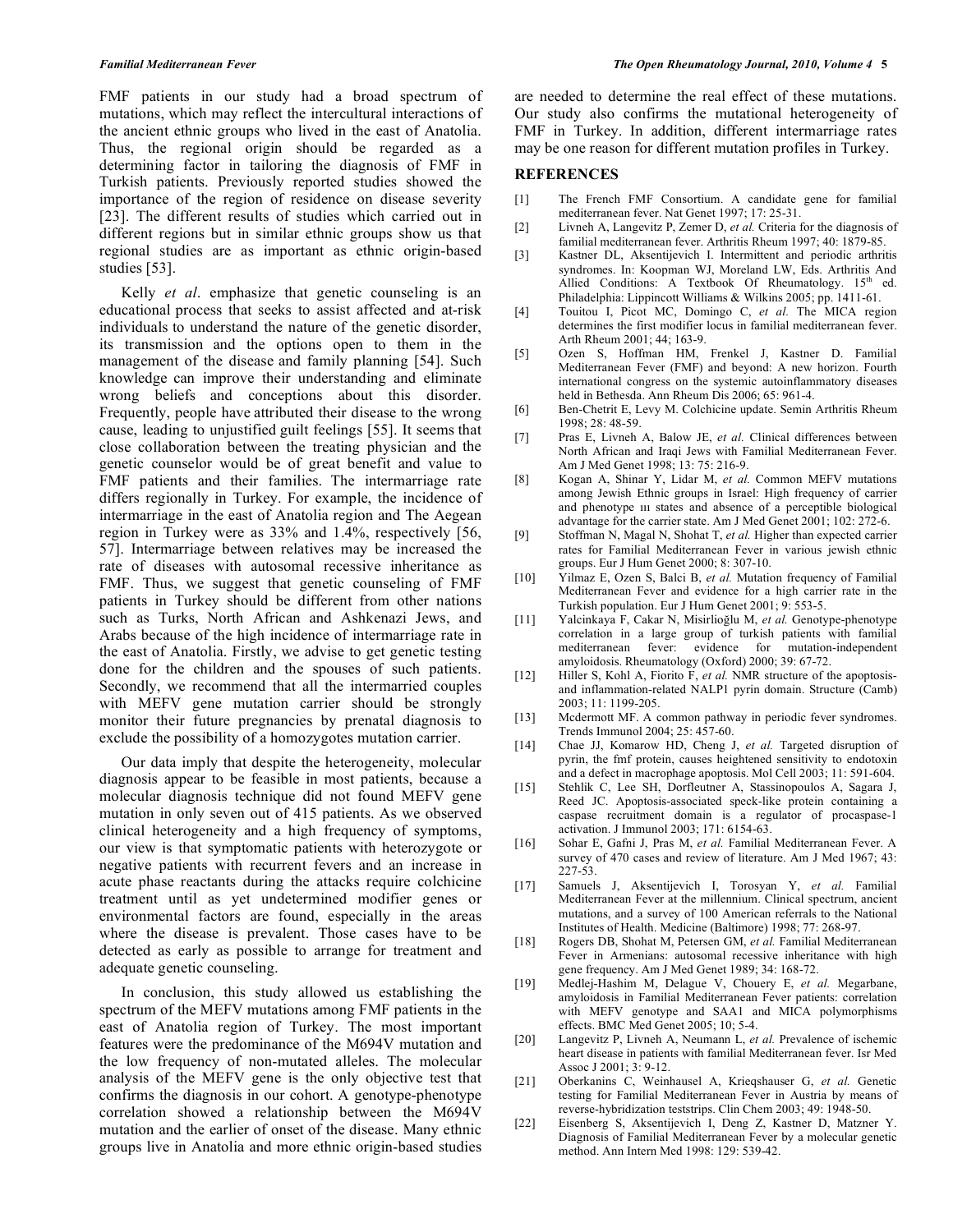FMF patients in our study had a broad spectrum of mutations, which may reflect the intercultural interactions of the ancient ethnic groups who lived in the east of Anatolia. Thus, the regional origin should be regarded as a determining factor in tailoring the diagnosis of FMF in Turkish patients. Previously reported studies showed the importance of the region of residence on disease severity [23]. The different results of studies which carried out in different regions but in similar ethnic groups show us that regional studies are as important as ethnic origin-based studies [53].

Kelly *et al*. emphasize that genetic counseling is an educational process that seeks to assist affected and at-risk individuals to understand the nature of the genetic disorder, its transmission and the options open to them in the management of the disease and family planning [54]. Such knowledge can improve their understanding and eliminate wrong beliefs and conceptions about this disorder. Frequently, people have attributed their disease to the wrong cause, leading to unjustified guilt feelings [55]. It seems that close collaboration between the treating physician and the genetic counselor would be of great benefit and value to FMF patients and their families. The intermarriage rate differs regionally in Turkey. For example, the incidence of intermarriage in the east of Anatolia region and The Aegean region in Turkey were as 33% and 1.4%, respectively [56, 57]. Intermarriage between relatives may be increased the rate of diseases with autosomal recessive inheritance as FMF. Thus, we suggest that genetic counseling of FMF patients in Turkey should be different from other nations such as Turks, North African and Ashkenazi Jews, and Arabs because of the high incidence of intermarriage rate in the east of Anatolia. Firstly, we advise to get genetic testing done for the children and the spouses of such patients. Secondly, we recommend that all the intermarried couples with MEFV gene mutation carrier should be strongly monitor their future pregnancies by prenatal diagnosis to exclude the possibility of a homozygotes mutation carrier.

Our data imply that despite the heterogeneity, molecular diagnosis appear to be feasible in most patients, because a molecular diagnosis technique did not found MEFV gene mutation in only seven out of 415 patients. As we observed clinical heterogeneity and a high frequency of symptoms, our view is that symptomatic patients with heterozygote or negative patients with recurrent fevers and an increase in acute phase reactants during the attacks require colchicine treatment until as yet undetermined modifier genes or environmental factors are found, especially in the areas where the disease is prevalent. Those cases have to be detected as early as possible to arrange for treatment and adequate genetic counseling.

In conclusion, this study allowed us establishing the spectrum of the MEFV mutations among FMF patients in the east of Anatolia region of Turkey. The most important features were the predominance of the M694V mutation and the low frequency of non-mutated alleles. The molecular analysis of the MEFV gene is the only objective test that confirms the diagnosis in our cohort. A genotype-phenotype correlation showed a relationship between the M694V mutation and the earlier of onset of the disease. Many ethnic groups live in Anatolia and more ethnic origin-based studies are needed to determine the real effect of these mutations. Our study also confirms the mutational heterogeneity of FMF in Turkey. In addition, different intermarriage rates may be one reason for different mutation profiles in Turkey.

## REFERENCES

[1] The French FMF Consortium. A candidate gene for familial mediterranean fever. Nat Genet 1997; 17: 25-31.

[2] Livneh A, Langevitz P, Zemer D, *et al.* Criteria for the diagnosis of familial mediterranean fever. Arthritis Rheum 1997; 40: 1879-85.

[3] Kastner DL, Aksentijevich I. Intermittent and periodic arthritis syndromes. In: Koopman WJ, Moreland LW, Eds. Arthritis And Allied Conditions: A Textbook Of Rheumatology. 15th ed. Philadelphia: Lippincott Williams & Wilkins 2005; pp. 1411-61.

[4] Touitou I, Picot MC, Domingo C, *et al.* The MICA region determines the first modifier locus in familial mediterranean fever. Arth Rheum 2001; 44; 163-9.

[5] Ozen S, Hoffman HM, Frenkel J, Kastner D. Familial Mediterranean Fever (FMF) and beyond: A new horizon. Fourth international congress on the systemic autoinflammatory diseases held in Bethesda. Ann Rheum Dis 2006; 65: 961-4.

[6] Ben-Chetrit E, Levy M. Colchicine update. Semin Arthritis Rheum 1998; 28: 48-59.

[7] Pras E, Livneh A, Balow JE, *et al.* Clinical differences between North African and Iraqi Jews with Familial Mediterranean Fever. Am J Med Genet 1998; 13: 75: 216-9.

[8] Kogan A, Shinar Y, Lidar M, *et al.* Common MEFV mutations among Jewish Ethnic groups in Israel: High frequency of carrier and phenotype III states and absence of a perceptible biological advantage for the carrier state. Am J Med Genet 2001; 102: 272-6.

[9] Stoffman N, Magal N, Shohat T, *et al.* Higher than expected carrier rates for Familial Mediterranean Fever in various jewish ethnic groups. Eur J Hum Genet 2000; 8: 307-10.

[10] Yilmaz E, Ozen S, Balci B, *et al.* Mutation frequency of Familial Mediterranean Fever and evidence for a high carrier rate in the Turkish population. Eur J Hum Genet 2001; 9: 553-5.

[11] Yalcinkaya F, Cakar N, Misirlioğlu M, *et al.* Genotype-phenotype correlation in a large group of turkish patients with familial mediterranean fever: evidence for mutation-independent amyloidosis. Rheumatology (Oxford) 2000; 39: 67-72.

[12] Hiller S, Kohl A, Fiorito F, *et al.* NMR structure of the apoptosis- and inflammation-related NALP1 pyrin domain. Structure (Camb) 2003; 11: 1199-205.

[13] Mcdermott MF. A common pathway in periodic fever syndromes. Trends Immunol 2004; 25: 457-60.

[14] Chae JJ, Komarow HD, Cheng J, *et al.* Targeted disruption of pyrin, the fmf protein, causes heightened sensitivity to endotoxin and a defect in macrophage apoptosis. Mol Cell 2003; 11: 591-604.

[15] Stehlik C, Lee SH, Dorfleutner A, Stassinopoulos A, Sagara J, Reed JC. Apoptosis-associated speck-like protein containing a caspase recruitment domain is a regulator of procaspase-1 activation. J Immunol 2003; 171: 6154-63.

[16] Sohar E, Gafni J, Pras M, *et al.* Familial Mediterranean Fever. A survey of 470 cases and review of literature. Am J Med 1967; 43: 227-53.

[17] Samuels J, Aksentijevich I, Torosyan Y, *et al.* Familial Mediterranean Fever at the millennium. Clinical spectrum, ancient mutations, and a survey of 100 American referrals to the National Institutes of Health. Medicine (Baltimore) 1998; 77: 268-97.

[18] Rogers DB, Shohat M, Petersen GM, *et al.* Familial Mediterranean Fever in Armenians: autosomal recessive inheritance with high gene frequency. Am J Med Genet 1989; 34: 168-72.

[19] Medlej-Hashim M, Delague V, Chouery E, *et al.* Megarbane, amyloidosis in Familial Mediterranean Fever patients: correlation with MEFV genotype and SAA1 and MICA polymorphisms effects. BMC Med Genet 2005; 10; 5-4.

[20] Langevitz P, Livneh A, Neumann L, *et al.* Prevalence of ischemic heart disease in patients with familial Mediterranean fever. Isr Med Assoc J 2001; 3: 9-12.

[21] Oberkanins C, Weinhausel A, Krieqshauser G, *et al.* Genetic testing for Familial Mediterranean Fever in Austria by means of reverse-hybridization teststrips. Clin Chem 2003; 49: 1948-50.

[22] Eisenberg S, Aksentijevich I, Deng Z, Kastner D, Matzner Y. Diagnosis of Familial Mediterranean Fever by a molecular genetic method. Ann Intern Med 1998: 129: 539-42.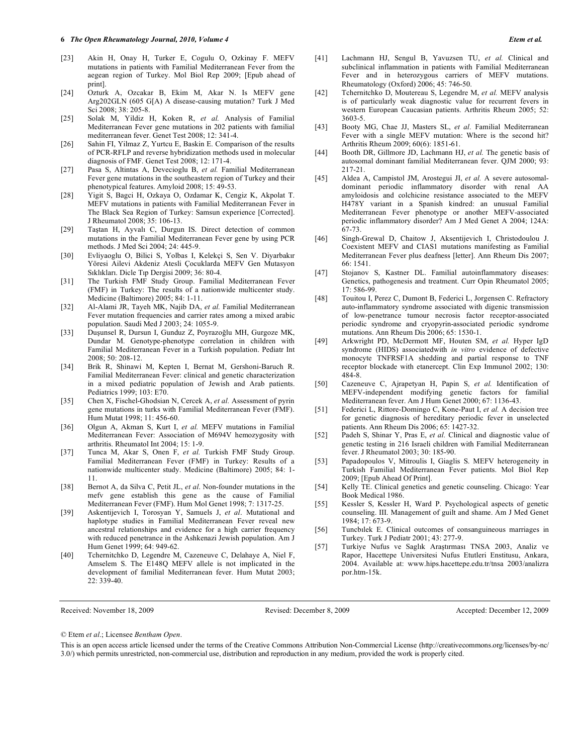[23] Akin H, Onay H, Turker E, Cogulu O, Ozkinay F. MEFV mutations in patients with Familial Mediterranean Fever from the aegean region of Turkey. Mol Biol Rep 2009; [Epub ahead of print].

[24] Ozturk A, Ozcakar B, Ekim M, Akar N. Is MEFV gene Arg202GLN (605 G[A) A disease-causing mutation? Turk J Med Sci 2008; 38: 205-8.

[25] Solak M, Yildiz H, Koken R, *et al.* Analysis of Familial Mediterranean Fever gene mutations in 202 patients with familial mediterranean fever. Genet Test 2008; 12: 341-4.

[26] Sahin FI, Yilmaz Z, Yurtcu E, Baskin E. Comparison of the results of PCR-RFLP and reverse hybridization methods used in molecular diagnosis of FMF. Genet Test 2008; 12: 171-4.

[27] Pasa S, Altintas A, Devecioglu B, *et al.* Familial Mediterranean Fever gene mutations in the southeastern region of Turkey and their phenotypical features. Amyloid 2008; 15: 49-53.

[28] Yigit S, Bagci H, Ozkaya O, Ozdamar K, Cengiz K, Akpolat T. MEFV mutations in patients with Familial Mediterranean Fever in The Black Sea Region of Turkey: Samsun experience [Corrected]. J Rheumatol 2008; 35: 106-13.

[29] Taştan H, Ayvalı C, Durgun IS. Direct detection of common mutations in the Familial Mediterranean Fever gene by using PCR methods. J Med Sci 2004; 24: 445-9.

[30] Evliyaoglu O, Bilici S, Yolbas I, Kelekçi S, Sen V. Diyarbakır Yöresi Ailevi Akdeniz Atesli Çocuklarda MEFV Gen Mutasyon Sıklıkları. Dicle Tıp Dergisi 2009; 36: 80-4.

[31] The Turkish FMF Study Group. Familial Mediterranean Fever (FMF) in Turkey: The results of a nationwide multicenter study. Medicine (Baltimore) 2005; 84: 1-11.

[32] Al-Alami JR, Tayeh MK, Najib DA, *et al.* Familial Mediterranean Fever mutation frequencies and carrier rates among a mixed arabic population. Saudi Med J 2003; 24: 1055-9.

[33] Duşunsel R, Dursun I, Gunduz Z, Poyrazoğlu MH, Gurgoze MK, Dundar M. Genotype-phenotype correlation in children with Familial Mediterranean Fever in a Turkish population. Pediatr Int 2008; 50: 208-12.

[34] Brik R, Shinawi M, Kepten I, Bernat M, Gershoni-Baruch R. Familial Mediterranean Fever: clinical and genetic characterization in a mixed pediatric population of Jewish and Arab patients. Pediatrics 1999; 103: E70.

[35] Chen X, Fischel-Ghodsian N, Cercek A, *et al.* Assessment of pyrin gene mutations in turks with Familial Mediterranean Fever (FMF). Hum Mutat 1998; 11: 456-60.

[36] Olgun A, Akman S, Kurt I, *et al.* MEFV mutations in Familial Mediterranean Fever: Association of M694V hemozygosity with arthritis. Rheumatol Int 2004; 15: 1-9.

[37] Tunca M, Akar S, Onen F, *et al.* Turkish FMF Study Group. Familial Mediterranean Fever (FMF) in Turkey: Results of a nationwide multicenter study. Medicine (Baltimore) 2005; 84: 1-11.

[38] Bernot A, da Silva C, Petit JL, *et al*. Non-founder mutations in the mefv gene establish this gene as the cause of Familial Mediterranean Fever (FMF). Hum Mol Genet 1998; 7: 1317-25.

[39] Askentijevich I, Torosyan Y, Samuels J, *et al*. Mutational and haplotype studies in Familial Mediterranean Fever reveal new ancestral relationships and evidence for a high carrier frequency with reduced penetrance in the Ashkenazi Jewish population. Am J Hum Genet 1999; 64: 949-62.

[40] Tchernitchko D, Legendre M, Cazeneuve C, Delahaye A, Niel F, Amselem S. The E148Q MEFV allele is not implicated in the development of familial Mediterranean fever. Hum Mutat 2003; 22: 339-40.

[41] Lachmann HJ, Sengul B, Yavuzsen TU, *et al.* Clinical and subclinical inflammation in patients with Familial Mediterranean Fever and in heterozygous carriers of MEFV mutations. Rheumatology (Oxford) 2006; 45: 746-50.

[42] Tchernitchko D, Moutereau S, Legendre M, *et al.* MEFV analysis is of particularly weak diagnostic value for recurrent fevers in western European Caucasian patients. Arthritis Rheum 2005; 52: 3603-5.

[43] Booty MG, Chae JJ, Masters SL, *et al.* Familial Mediterranean Fever with a single MEFV mutation: Where is the second hit? Arthritis Rheum 2009; 60(6): 1851-61.

[44] Booth DR, Gillmore JD, Lachmann HJ, *et al.* The genetic basis of autosomal dominant familial Mediterranean fever. QJM 2000; 93: 217-21.

[45] Aldea A, Campistol JM, Arostegui JI, *et al.* A severe autosomal-dominant periodic inflammatory disorder with renal AA amyloidosis and colchicine resistance associated to the MEFV H478Y variant in a Spanish kindred: an unusual Familial Mediterranean Fever phenotype or another MEFV-associated periodic inflammatory disorder? Am J Med Genet A 2004; 124A: 67-73.

[46] Singh-Grewal D, Chaitow J, Aksentijevich I, Christodoulou J. Coexistent MEFV and CIAS1 mutations manifesting as Familial Mediterranean Fever plus deafness [letter]. Ann Rheum Dis 2007; 66: 1541.

[47] Stojanov S, Kastner DL. Familial autoinflammatory diseases: Genetics, pathogenesis and treatment. Curr Opin Rheumatol 2005; 17: 586-99.

[48] Touitou I, Perez C, Dumont B, Federici L, Jorgensen C. Refractory auto-inflammatory syndrome associated with digenic transmission of low-penetrance tumour necrosis factor receptor-associated periodic syndrome and cryopyrin-associated periodic syndrome mutations. Ann Rheum Dis 2006; 65: 1530-1.

[49] Arkwright PD, McDermott MF, Houten SM, *et al.* Hyper IgD syndrome (HIDS) associatedwith *in vitro* evidence of defective monocyte TNFRSF1A shedding and partial response to TNF receptor blockade with etanercept. Clin Exp Immunol 2002; 130: 484-8.

[50] Cazeneuve C, Ajrapetyan H, Papin S, *et al.* Identification of MEFV-independent modifying genetic factors for familial Mediterranean fever. Am J Hum Genet 2000; 67: 1136-43.

[51] Federici L, Rittore-Domingo C, Kone-Paut I, *et al.* A decision tree for genetic diagnosis of hereditary periodic fever in unselected patients. Ann Rheum Dis 2006; 65: 1427-32.

[52] Padeh S, Shinar Y, Pras E, *et al*. Clinical and diagnostic value of genetic testing in 216 Israeli children with Familial Mediterranean fever. J Rheumatol 2003; 30: 185-90.

[53] Papadopoulos V, Mitroulis I, Giaglis S. MEFV heterogeneity in Turkish Familial Mediterranean Fever patients. Mol Biol Rep 2009; [Epub Ahead Of Print].

[54] Kelly TE. Clinical genetics and genetic counseling. Chicago: Year Book Medical 1986.

[55] Kessler S, Kessler H, Ward P. Psychological aspects of genetic counseling. III. Management of guilt and shame. Am J Med Genet 1984; 17: 673-9.

[56] Tuncbılek E. Clinical outcomes of consanguineous marriages in Turkey. Turk J Pediatr 2001; 43: 277-9.

[57] Turkiye Nufus ve Saglık Araştırması TNSA 2003, Analiz ve Rapor, Hacettepe Universitesi Nufus Etutleri Enstitusu, Ankara, 2004. Available at: www.hips.hacettepe.edu.tr/tnsa 2003/analizra por.htm-15k.

Received: November 18, 2009 Revised: December 8, 2009 Accepted: December 12, 2009

© Etem *et al*.; Licensee *Bentham Open*.

This is an open access article licensed under the terms of the Creative Commons Attribution Non-Commercial License (http://creativecommons.org/licenses/by-nc/3.0/) which permits unrestricted, non-commercial use, distribution and reproduction in any medium, provided the work is properly cited.